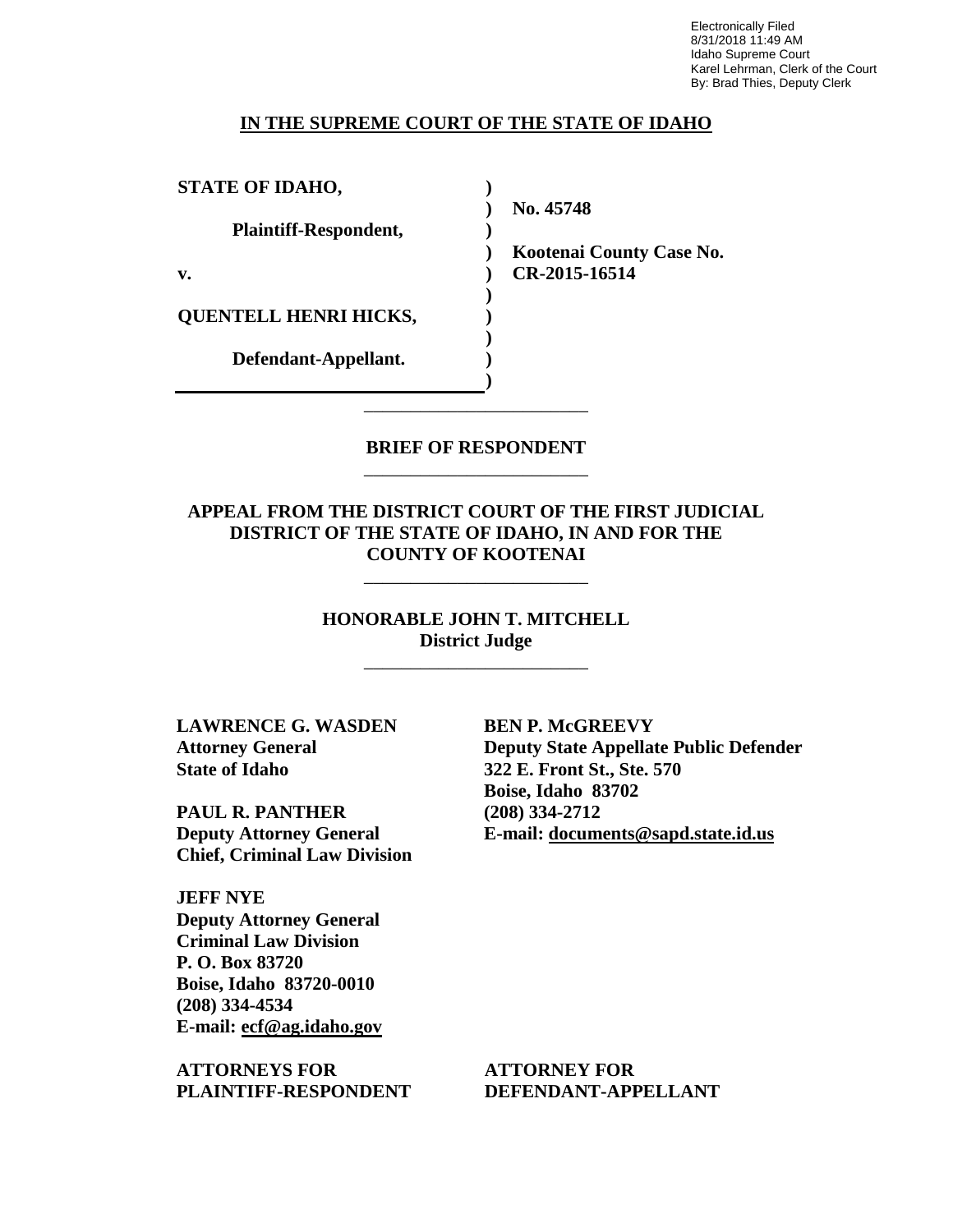Electronically Filed
8/31/2018 11:49 AM
Idaho Supreme Court
Karel Lehrman, Clerk of the Court
By: Brad Thies, Deputy Clerk

**IN THE SUPREME COURT OF THE STATE OF IDAHO**

| | | |
|---|---|---|
| **STATE OF IDAHO,** | **)** | |
| | **)** | **No. 45748** |
| **Plaintiff-Respondent,** | **)** | |
| | **)** | **Kootenai County Case No.** |
| **v.** | **)** | **CR-2015-16514** |
| | **)** | |
| **QUENTELL HENRI HICKS,** | **)** | |
| | **)** | |
| **Defendant-Appellant.** | **)** | |
| | **)** | |

---

**BRIEF OF RESPONDENT**

---

**APPEAL FROM THE DISTRICT COURT OF THE FIRST JUDICIAL DISTRICT OF THE STATE OF IDAHO, IN AND FOR THE COUNTY OF KOOTENAI**

---

**HONORABLE JOHN T. MITCHELL**
**District Judge**

---

**LAWRENCE G. WASDEN**
**Attorney General**
**State of Idaho**

**PAUL R. PANTHER**
**Deputy Attorney General**
**Chief, Criminal Law Division**

**JEFF NYE**
**Deputy Attorney General**
**Criminal Law Division**
**P. O. Box 83720**
**Boise, Idaho 83720-0010**
**(208) 334-4534**
**E-mail: ecf@ag.idaho.gov**

**ATTORNEYS FOR PLAINTIFF-RESPONDENT**

**BEN P. McGREEVY**
**Deputy State Appellate Public Defender**
**322 E. Front St., Ste. 570**
**Boise, Idaho 83702**
**(208) 334-2712**
**E-mail: documents@sapd.state.id.us**

**ATTORNEY FOR DEFENDANT-APPELLANT**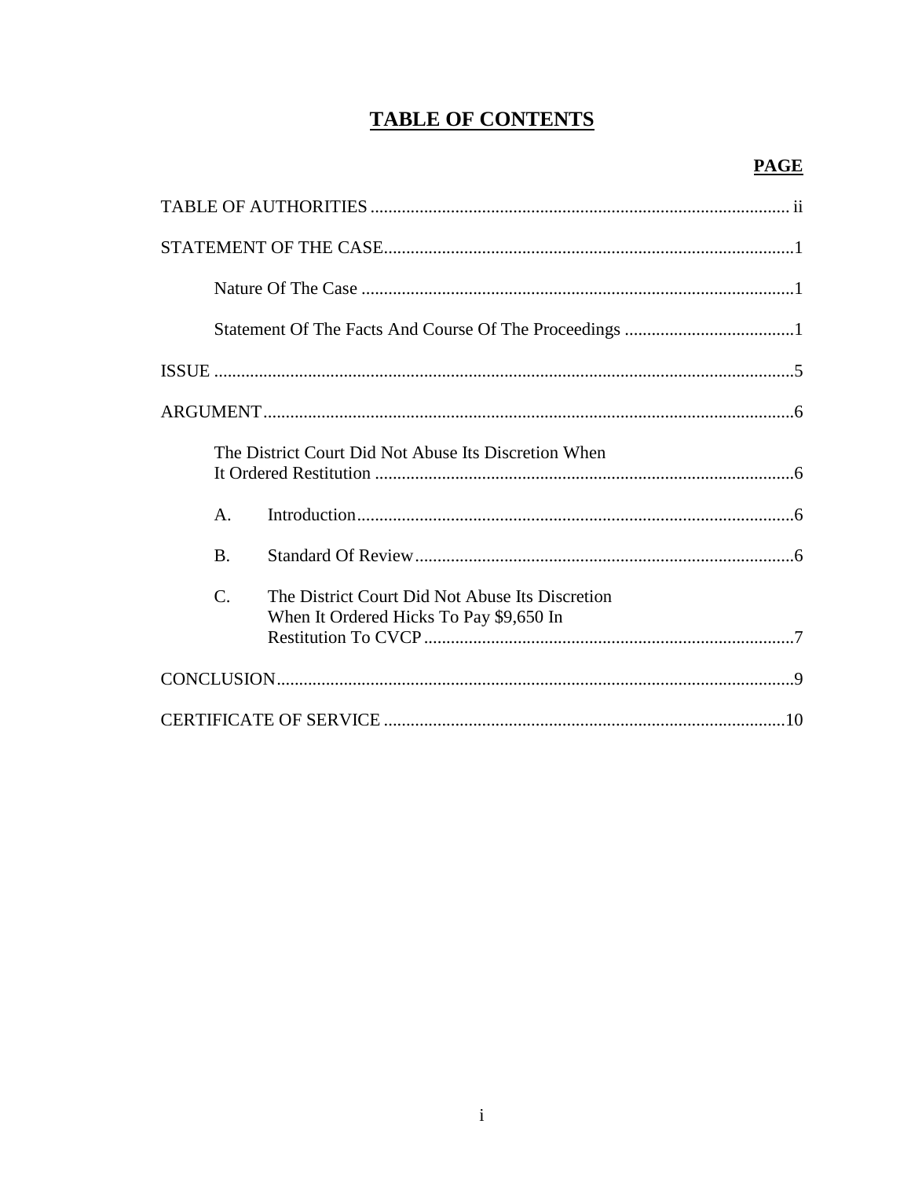# TABLE OF CONTENTS

**PAGE**

TABLE OF AUTHORITIES ..... ii

STATEMENT OF THE CASE ..... 1

Nature Of The Case ..... 1

Statement Of The Facts And Course Of The Proceedings ..... 1

ISSUE ..... 5

ARGUMENT ..... 6

The District Court Did Not Abuse Its Discretion When It Ordered Restitution ..... 6

A. Introduction ..... 6

B. Standard Of Review ..... 6

C. The District Court Did Not Abuse Its Discretion When It Ordered Hicks To Pay $9,650 In Restitution To CVCP ..... 7

CONCLUSION ..... 9

CERTIFICATE OF SERVICE ..... 10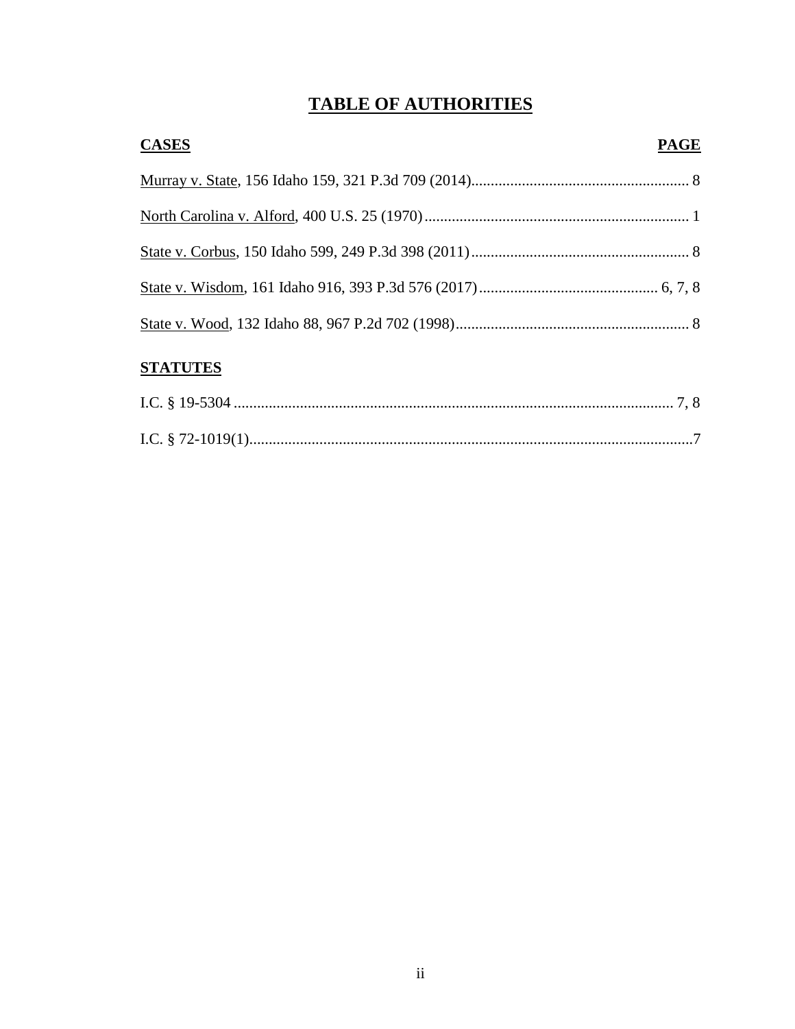# TABLE OF AUTHORITIES

| **CASES** | **PAGE** |
|---|---|
| Murray v. State, 156 Idaho 159, 321 P.3d 709 (2014) | 8 |
| North Carolina v. Alford, 400 U.S. 25 (1970) | 1 |
| State v. Corbus, 150 Idaho 599, 249 P.3d 398 (2011) | 8 |
| State v. Wisdom, 161 Idaho 916, 393 P.3d 576 (2017) | 6, 7, 8 |
| State v. Wood, 132 Idaho 88, 967 P.2d 702 (1998) | 8 |

| **STATUTES** | |
|---|---|
| I.C. § 19-5304 | 7, 8 |
| I.C. § 72-1019(1) | 7 |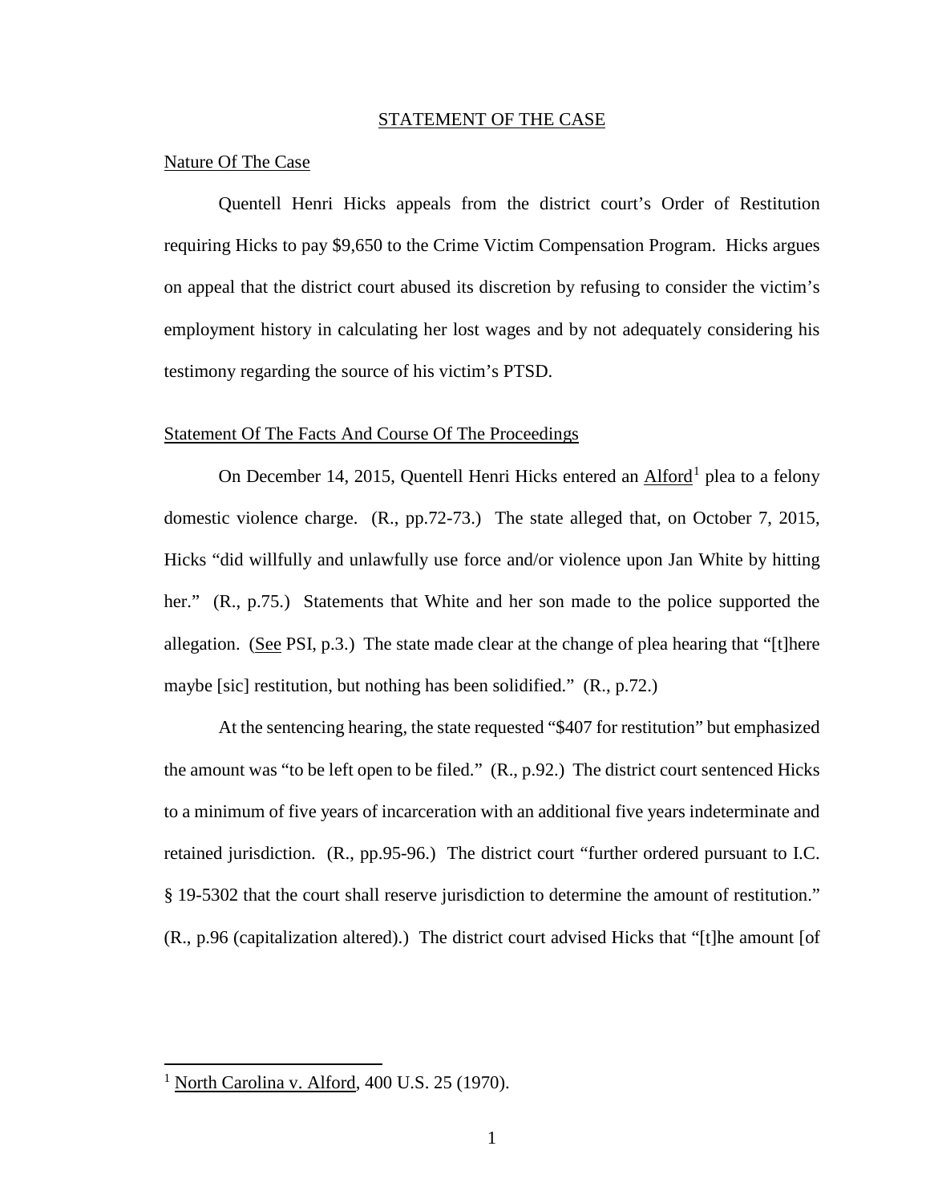## STATEMENT OF THE CASE

### Nature Of The Case

Quentell Henri Hicks appeals from the district court's Order of Restitution requiring Hicks to pay $9,650 to the Crime Victim Compensation Program. Hicks argues on appeal that the district court abused its discretion by refusing to consider the victim's employment history in calculating her lost wages and by not adequately considering his testimony regarding the source of his victim's PTSD.

### Statement Of The Facts And Course Of The Proceedings

On December 14, 2015, Quentell Henri Hicks entered an Alford[1] plea to a felony domestic violence charge. (R., pp.72-73.) The state alleged that, on October 7, 2015, Hicks "did willfully and unlawfully use force and/or violence upon Jan White by hitting her." (R., p.75.) Statements that White and her son made to the police supported the allegation. (See PSI, p.3.) The state made clear at the change of plea hearing that "[t]here maybe [sic] restitution, but nothing has been solidified." (R., p.72.)

At the sentencing hearing, the state requested "$407 for restitution" but emphasized the amount was "to be left open to be filed." (R., p.92.) The district court sentenced Hicks to a minimum of five years of incarceration with an additional five years indeterminate and retained jurisdiction. (R., pp.95-96.) The district court "further ordered pursuant to I.C. § 19-5302 that the court shall reserve jurisdiction to determine the amount of restitution." (R., p.96 (capitalization altered).) The district court advised Hicks that "[t]he amount [of

---

[1] North Carolina v. Alford, 400 U.S. 25 (1970).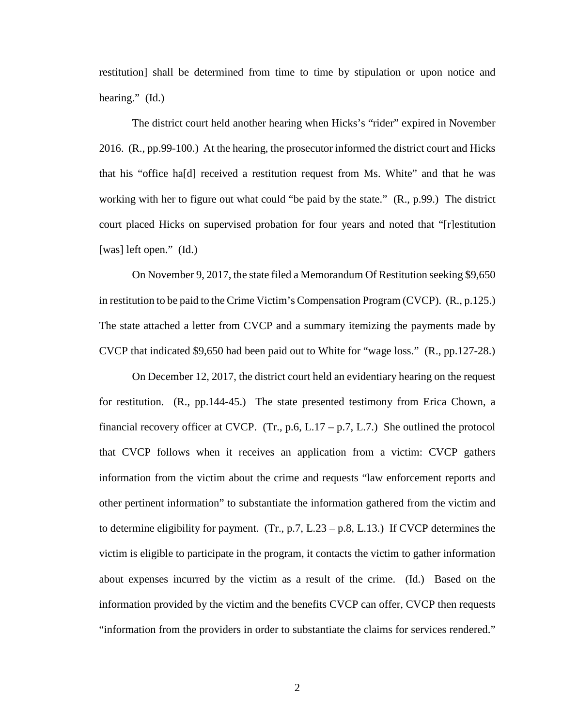restitution] shall be determined from time to time by stipulation or upon notice and hearing." (Id.)

The district court held another hearing when Hicks's "rider" expired in November 2016. (R., pp.99-100.) At the hearing, the prosecutor informed the district court and Hicks that his "office ha[d] received a restitution request from Ms. White" and that he was working with her to figure out what could "be paid by the state." (R., p.99.) The district court placed Hicks on supervised probation for four years and noted that "[r]estitution [was] left open." (Id.)

On November 9, 2017, the state filed a Memorandum Of Restitution seeking $9,650 in restitution to be paid to the Crime Victim's Compensation Program (CVCP). (R., p.125.) The state attached a letter from CVCP and a summary itemizing the payments made by CVCP that indicated $9,650 had been paid out to White for "wage loss." (R., pp.127-28.)

On December 12, 2017, the district court held an evidentiary hearing on the request for restitution. (R., pp.144-45.) The state presented testimony from Erica Chown, a financial recovery officer at CVCP. (Tr., p.6, L.17 – p.7, L.7.) She outlined the protocol that CVCP follows when it receives an application from a victim: CVCP gathers information from the victim about the crime and requests "law enforcement reports and other pertinent information" to substantiate the information gathered from the victim and to determine eligibility for payment. (Tr., p.7, L.23 – p.8, L.13.) If CVCP determines the victim is eligible to participate in the program, it contacts the victim to gather information about expenses incurred by the victim as a result of the crime. (Id.) Based on the information provided by the victim and the benefits CVCP can offer, CVCP then requests "information from the providers in order to substantiate the claims for services rendered."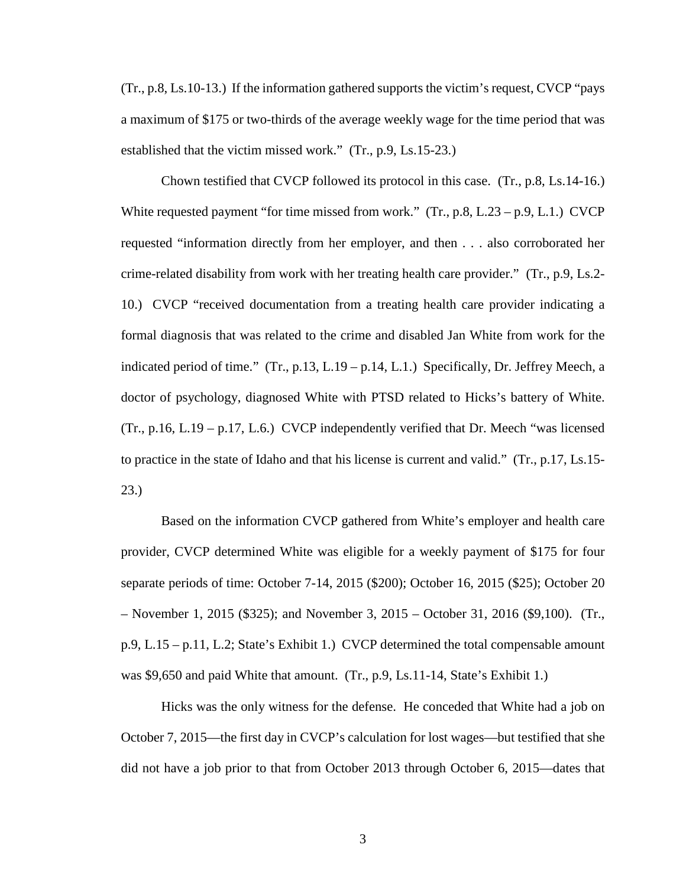(Tr., p.8, Ls.10-13.) If the information gathered supports the victim's request, CVCP "pays a maximum of $175 or two-thirds of the average weekly wage for the time period that was established that the victim missed work." (Tr., p.9, Ls.15-23.)

Chown testified that CVCP followed its protocol in this case. (Tr., p.8, Ls.14-16.) White requested payment "for time missed from work." (Tr., p.8, L.23 – p.9, L.1.) CVCP requested "information directly from her employer, and then . . . also corroborated her crime-related disability from work with her treating health care provider." (Tr., p.9, Ls.2-10.) CVCP "received documentation from a treating health care provider indicating a formal diagnosis that was related to the crime and disabled Jan White from work for the indicated period of time." (Tr., p.13, L.19 – p.14, L.1.) Specifically, Dr. Jeffrey Meech, a doctor of psychology, diagnosed White with PTSD related to Hicks's battery of White. (Tr., p.16, L.19 – p.17, L.6.) CVCP independently verified that Dr. Meech "was licensed to practice in the state of Idaho and that his license is current and valid." (Tr., p.17, Ls.15-23.)

Based on the information CVCP gathered from White's employer and health care provider, CVCP determined White was eligible for a weekly payment of $175 for four separate periods of time: October 7-14, 2015 ($200); October 16, 2015 ($25); October 20 – November 1, 2015 ($325); and November 3, 2015 – October 31, 2016 ($9,100). (Tr., p.9, L.15 – p.11, L.2; State's Exhibit 1.) CVCP determined the total compensable amount was $9,650 and paid White that amount. (Tr., p.9, Ls.11-14, State's Exhibit 1.)

Hicks was the only witness for the defense. He conceded that White had a job on October 7, 2015—the first day in CVCP's calculation for lost wages—but testified that she did not have a job prior to that from October 2013 through October 6, 2015—dates that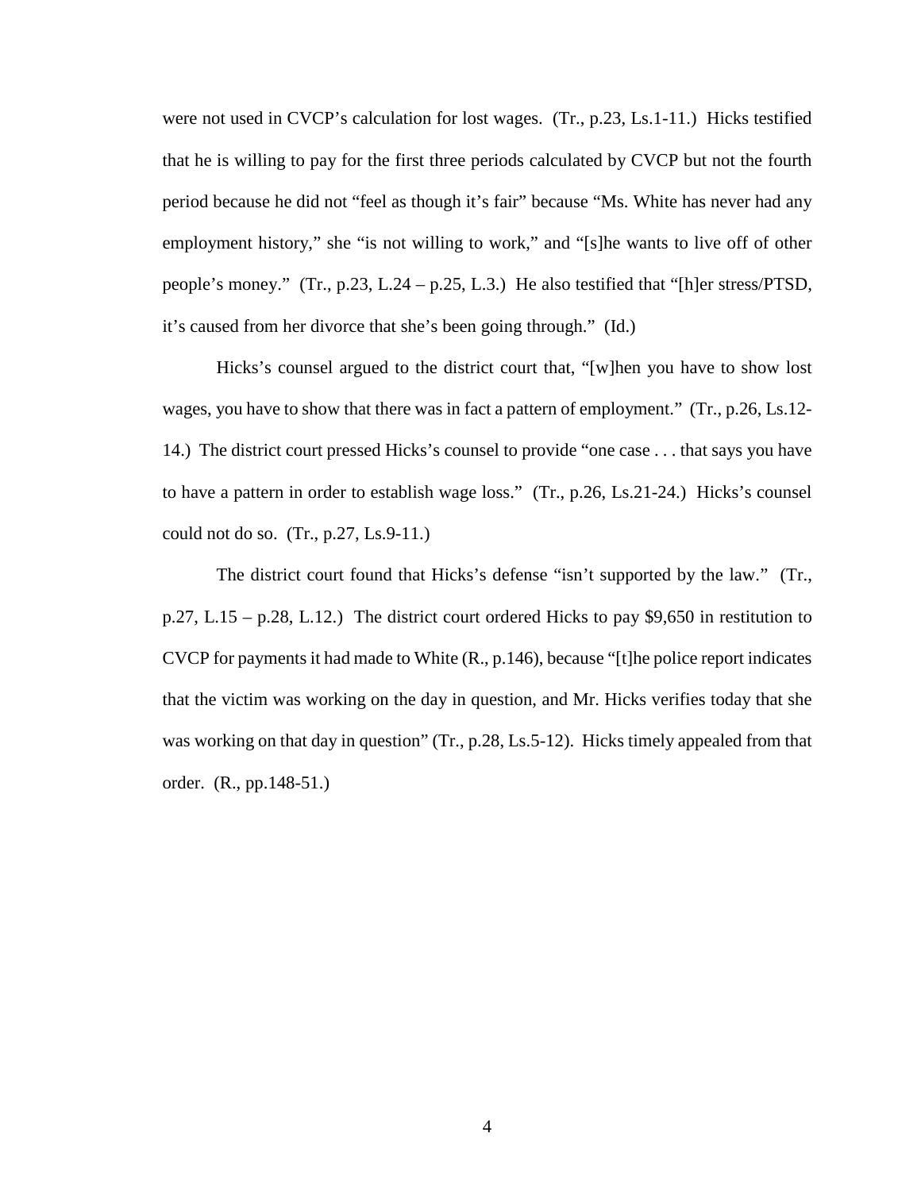were not used in CVCP's calculation for lost wages. (Tr., p.23, Ls.1-11.) Hicks testified that he is willing to pay for the first three periods calculated by CVCP but not the fourth period because he did not "feel as though it's fair" because "Ms. White has never had any employment history," she "is not willing to work," and "[s]he wants to live off of other people's money." (Tr., p.23, L.24 – p.25, L.3.) He also testified that "[h]er stress/PTSD, it's caused from her divorce that she's been going through." (Id.)

Hicks's counsel argued to the district court that, "[w]hen you have to show lost wages, you have to show that there was in fact a pattern of employment." (Tr., p.26, Ls.12-14.) The district court pressed Hicks's counsel to provide "one case . . . that says you have to have a pattern in order to establish wage loss." (Tr., p.26, Ls.21-24.) Hicks's counsel could not do so. (Tr., p.27, Ls.9-11.)

The district court found that Hicks's defense "isn't supported by the law." (Tr., p.27, L.15 – p.28, L.12.) The district court ordered Hicks to pay $9,650 in restitution to CVCP for payments it had made to White (R., p.146), because "[t]he police report indicates that the victim was working on the day in question, and Mr. Hicks verifies today that she was working on that day in question" (Tr., p.28, Ls.5-12). Hicks timely appealed from that order. (R., pp.148-51.)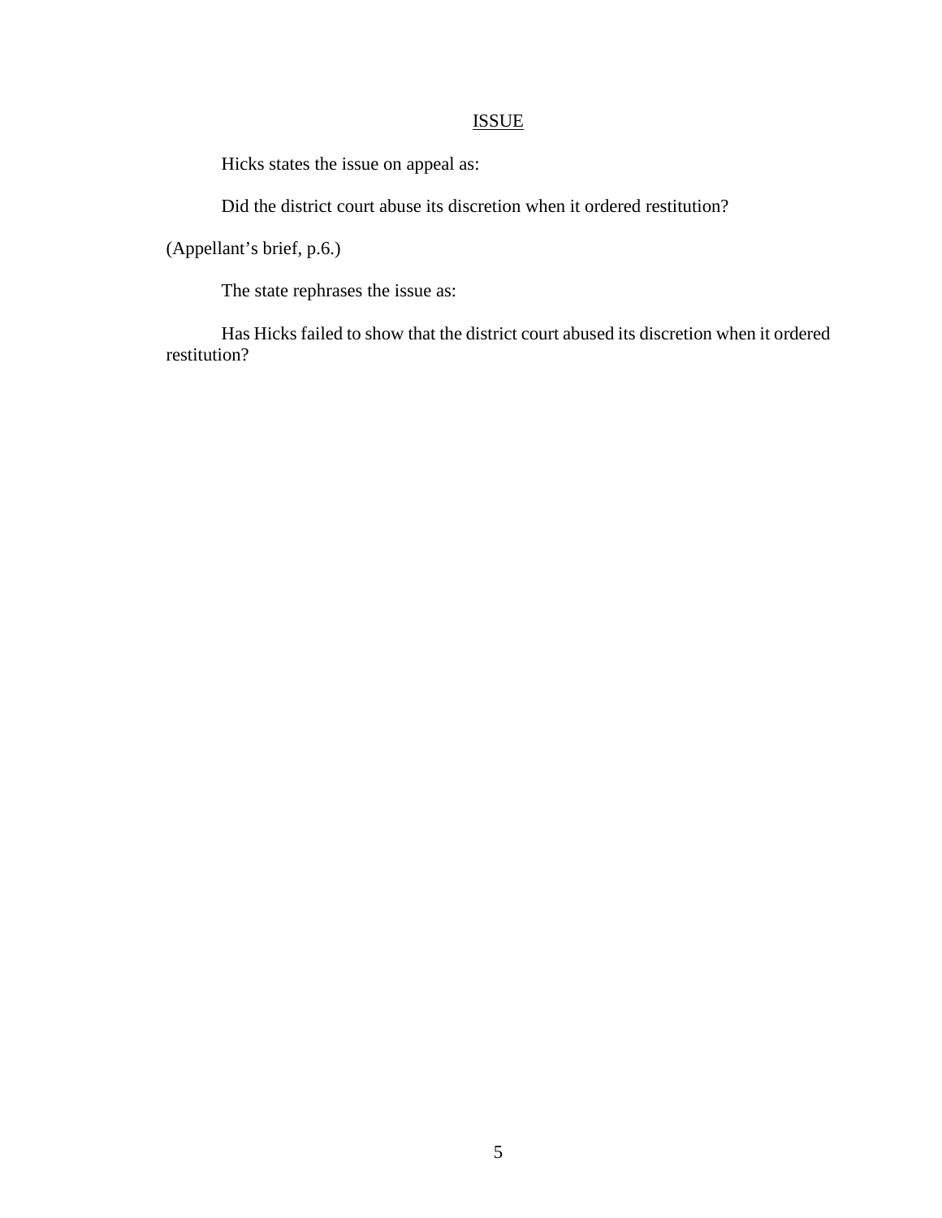## ISSUE

Hicks states the issue on appeal as:

Did the district court abuse its discretion when it ordered restitution?

(Appellant's brief, p.6.)

The state rephrases the issue as:

Has Hicks failed to show that the district court abused its discretion when it ordered restitution?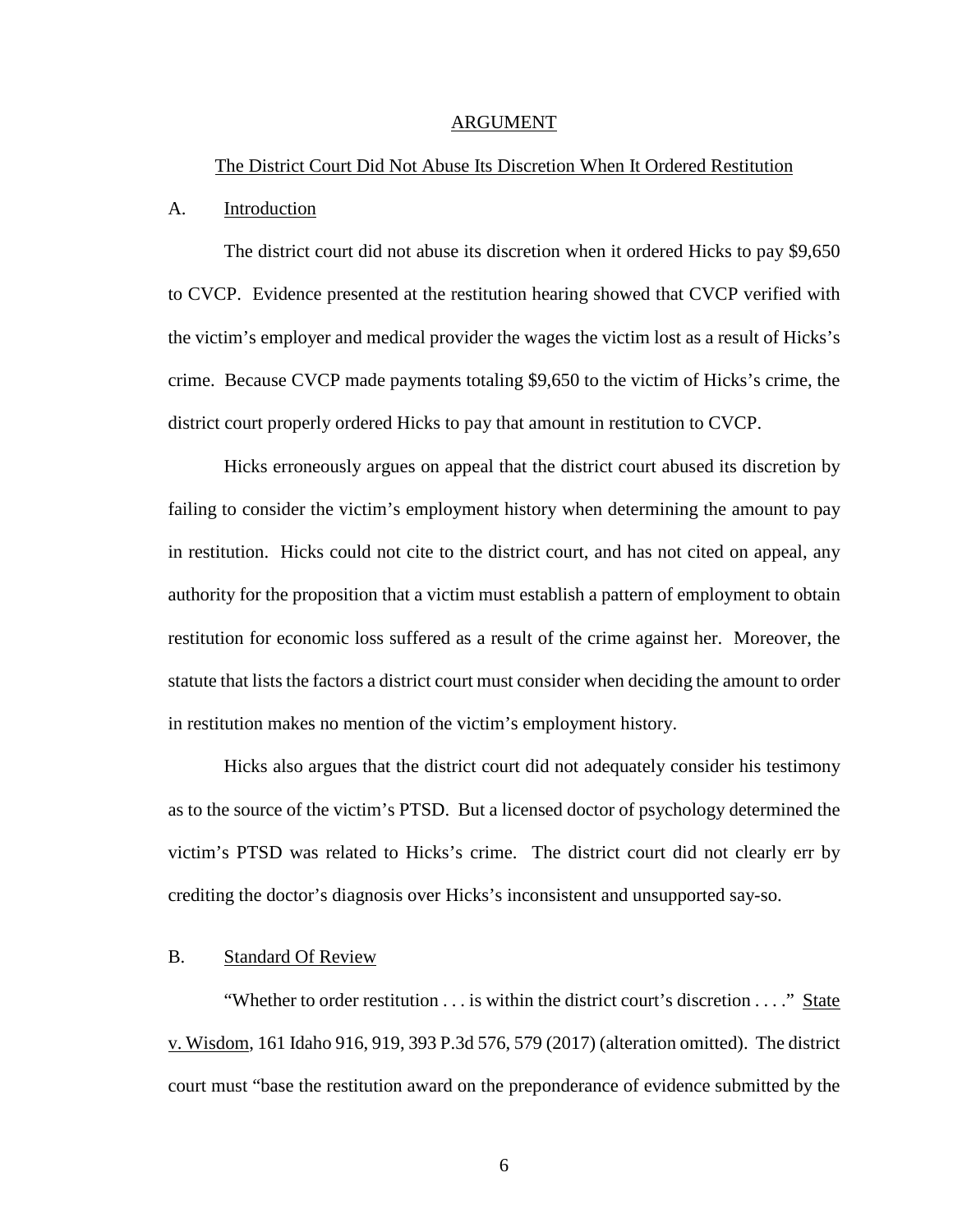## ARGUMENT

### The District Court Did Not Abuse Its Discretion When It Ordered Restitution

A. Introduction

The district court did not abuse its discretion when it ordered Hicks to pay $9,650 to CVCP. Evidence presented at the restitution hearing showed that CVCP verified with the victim's employer and medical provider the wages the victim lost as a result of Hicks's crime. Because CVCP made payments totaling $9,650 to the victim of Hicks's crime, the district court properly ordered Hicks to pay that amount in restitution to CVCP.

Hicks erroneously argues on appeal that the district court abused its discretion by failing to consider the victim's employment history when determining the amount to pay in restitution. Hicks could not cite to the district court, and has not cited on appeal, any authority for the proposition that a victim must establish a pattern of employment to obtain restitution for economic loss suffered as a result of the crime against her. Moreover, the statute that lists the factors a district court must consider when deciding the amount to order in restitution makes no mention of the victim's employment history.

Hicks also argues that the district court did not adequately consider his testimony as to the source of the victim's PTSD. But a licensed doctor of psychology determined the victim's PTSD was related to Hicks's crime. The district court did not clearly err by crediting the doctor's diagnosis over Hicks's inconsistent and unsupported say-so.

B. Standard Of Review

"Whether to order restitution . . . is within the district court's discretion . . . ." State v. Wisdom, 161 Idaho 916, 919, 393 P.3d 576, 579 (2017) (alteration omitted). The district court must "base the restitution award on the preponderance of evidence submitted by the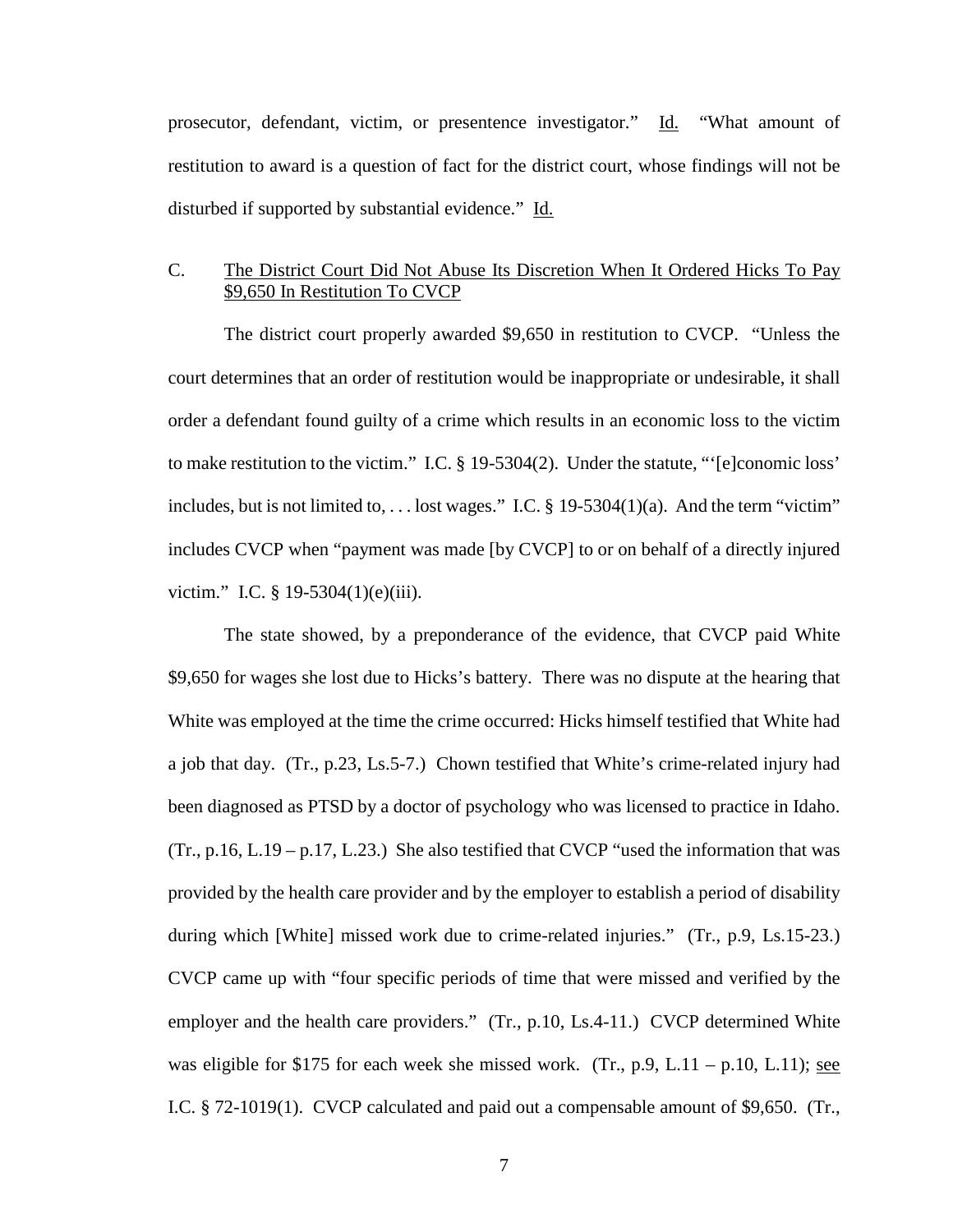prosecutor, defendant, victim, or presentence investigator." Id. "What amount of restitution to award is a question of fact for the district court, whose findings will not be disturbed if supported by substantial evidence." Id.

### C. The District Court Did Not Abuse Its Discretion When It Ordered Hicks To Pay $9,650 In Restitution To CVCP

The district court properly awarded $9,650 in restitution to CVCP. "Unless the court determines that an order of restitution would be inappropriate or undesirable, it shall order a defendant found guilty of a crime which results in an economic loss to the victim to make restitution to the victim." I.C. § 19-5304(2). Under the statute, "'[e]conomic loss' includes, but is not limited to, . . . lost wages." I.C. § 19-5304(1)(a). And the term "victim" includes CVCP when "payment was made [by CVCP] to or on behalf of a directly injured victim." I.C. § 19-5304(1)(e)(iii).

The state showed, by a preponderance of the evidence, that CVCP paid White $9,650 for wages she lost due to Hicks's battery. There was no dispute at the hearing that White was employed at the time the crime occurred: Hicks himself testified that White had a job that day. (Tr., p.23, Ls.5-7.) Chown testified that White's crime-related injury had been diagnosed as PTSD by a doctor of psychology who was licensed to practice in Idaho. (Tr., p.16, L.19 – p.17, L.23.) She also testified that CVCP "used the information that was provided by the health care provider and by the employer to establish a period of disability during which [White] missed work due to crime-related injuries." (Tr., p.9, Ls.15-23.) CVCP came up with "four specific periods of time that were missed and verified by the employer and the health care providers." (Tr., p.10, Ls.4-11.) CVCP determined White was eligible for $175 for each week she missed work. (Tr., p.9, L.11 – p.10, L.11); see I.C. § 72-1019(1). CVCP calculated and paid out a compensable amount of $9,650. (Tr.,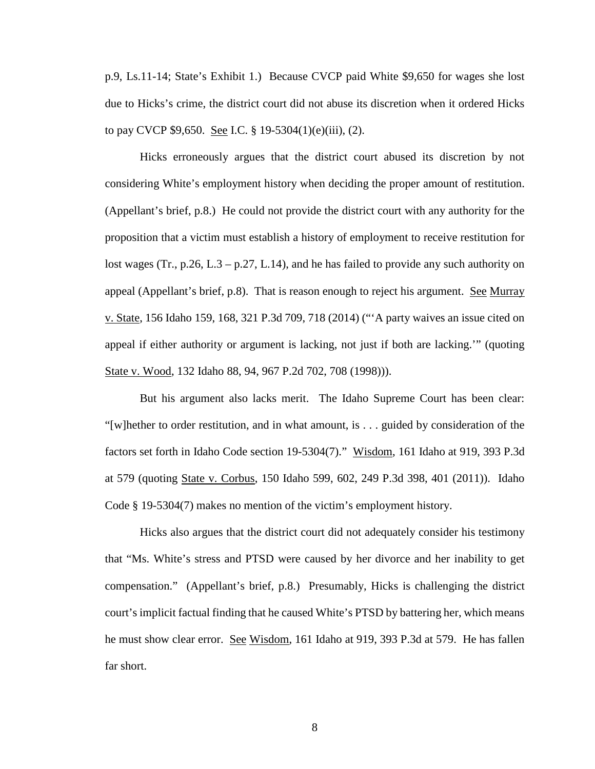p.9, Ls.11-14; State's Exhibit 1.) Because CVCP paid White $9,650 for wages she lost due to Hicks's crime, the district court did not abuse its discretion when it ordered Hicks to pay CVCP $9,650. See I.C. § 19-5304(1)(e)(iii), (2).

Hicks erroneously argues that the district court abused its discretion by not considering White's employment history when deciding the proper amount of restitution. (Appellant's brief, p.8.) He could not provide the district court with any authority for the proposition that a victim must establish a history of employment to receive restitution for lost wages (Tr., p.26, L.3 – p.27, L.14), and he has failed to provide any such authority on appeal (Appellant's brief, p.8). That is reason enough to reject his argument. See Murray v. State, 156 Idaho 159, 168, 321 P.3d 709, 718 (2014) ("'A party waives an issue cited on appeal if either authority or argument is lacking, not just if both are lacking.'" (quoting State v. Wood, 132 Idaho 88, 94, 967 P.2d 702, 708 (1998))).

But his argument also lacks merit. The Idaho Supreme Court has been clear: "[w]hether to order restitution, and in what amount, is . . . guided by consideration of the factors set forth in Idaho Code section 19-5304(7)." Wisdom, 161 Idaho at 919, 393 P.3d at 579 (quoting State v. Corbus, 150 Idaho 599, 602, 249 P.3d 398, 401 (2011)). Idaho Code § 19-5304(7) makes no mention of the victim's employment history.

Hicks also argues that the district court did not adequately consider his testimony that "Ms. White's stress and PTSD were caused by her divorce and her inability to get compensation." (Appellant's brief, p.8.) Presumably, Hicks is challenging the district court's implicit factual finding that he caused White's PTSD by battering her, which means he must show clear error. See Wisdom, 161 Idaho at 919, 393 P.3d at 579. He has fallen far short.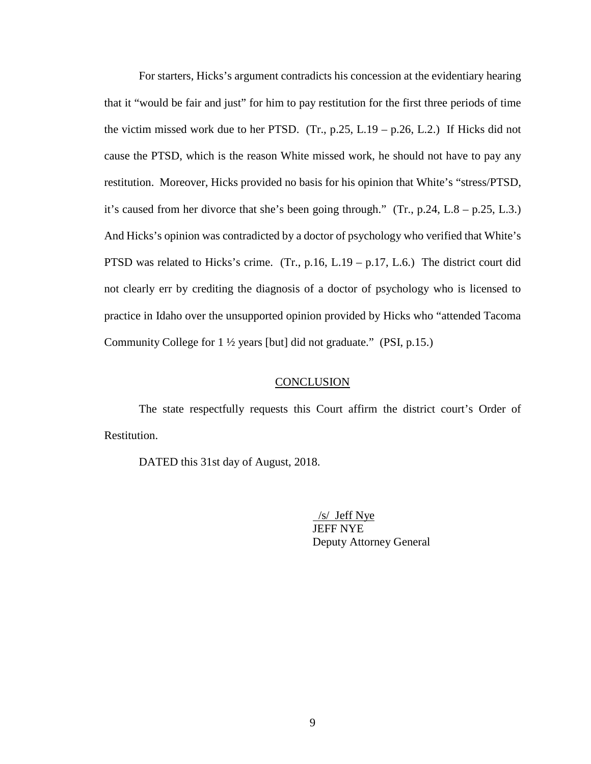For starters, Hicks's argument contradicts his concession at the evidentiary hearing that it "would be fair and just" for him to pay restitution for the first three periods of time the victim missed work due to her PTSD. (Tr., p.25, L.19 – p.26, L.2.) If Hicks did not cause the PTSD, which is the reason White missed work, he should not have to pay any restitution. Moreover, Hicks provided no basis for his opinion that White's "stress/PTSD, it's caused from her divorce that she's been going through." (Tr., p.24, L.8 – p.25, L.3.) And Hicks's opinion was contradicted by a doctor of psychology who verified that White's PTSD was related to Hicks's crime. (Tr., p.16, L.19 – p.17, L.6.) The district court did not clearly err by crediting the diagnosis of a doctor of psychology who is licensed to practice in Idaho over the unsupported opinion provided by Hicks who "attended Tacoma Community College for 1 ½ years [but] did not graduate." (PSI, p.15.)

## CONCLUSION

The state respectfully requests this Court affirm the district court's Order of Restitution.

DATED this 31st day of August, 2018.

/s/ Jeff Nye
JEFF NYE
Deputy Attorney General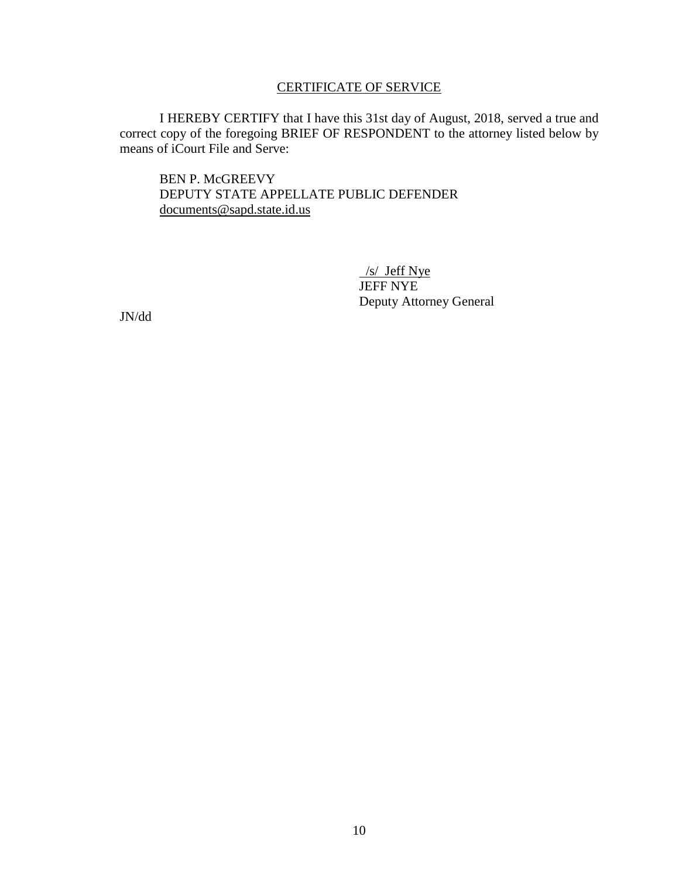## CERTIFICATE OF SERVICE

I HEREBY CERTIFY that I have this 31st day of August, 2018, served a true and correct copy of the foregoing BRIEF OF RESPONDENT to the attorney listed below by means of iCourt File and Serve:

BEN P. McGREEVY
DEPUTY STATE APPELLATE PUBLIC DEFENDER
documents@sapd.state.id.us

/s/ Jeff Nye
JEFF NYE
Deputy Attorney General

JN/dd